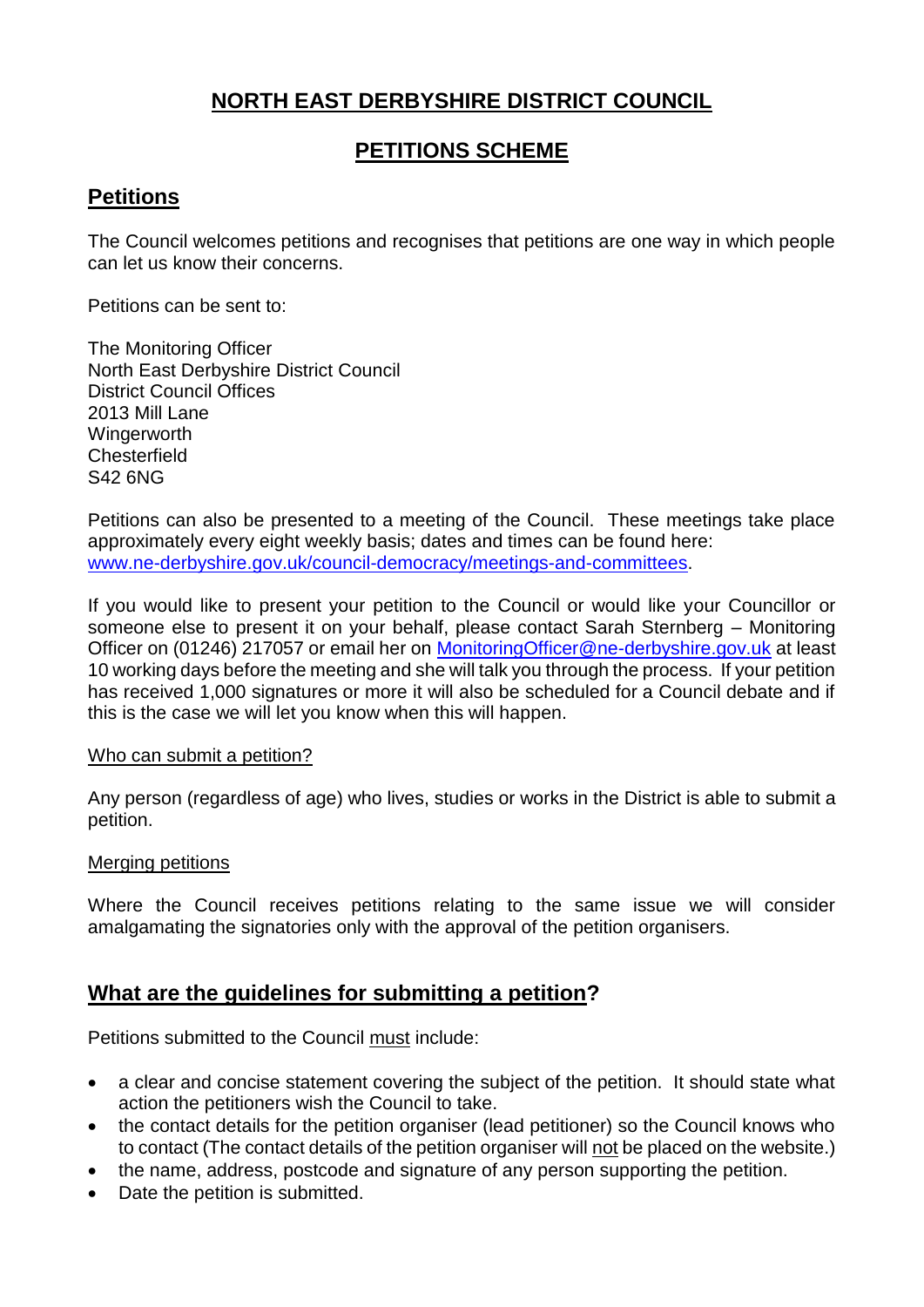# NORTH EAST DERBYSHIRE DISTRICT COUNCIL

## PETITIONS SCHEME

## Petitions

The Council welcomes petitions and recognises that petitions are one way in which people can let us know their concerns.

Petitions can be sent to:

The Monitoring Officer
North East Derbyshire District Council
District Council Offices
2013 Mill Lane
Wingerworth
Chesterfield
S42 6NG

Petitions can also be presented to a meeting of the Council. These meetings take place approximately every eight weekly basis; dates and times can be found here: [www.ne-derbyshire.gov.uk/council-democracy/meetings-and-committees](http://www.ne-derbyshire.gov.uk/council-democracy/meetings-and-committees).

If you would like to present your petition to the Council or would like your Councillor or someone else to present it on your behalf, please contact Sarah Sternberg – Monitoring Officer on (01246) 217057 or email her on [MonitoringOfficer@ne-derbyshire.gov.uk](mailto:MonitoringOfficer@ne-derbyshire.gov.uk) at least 10 working days before the meeting and she will talk you through the process. If your petition has received 1,000 signatures or more it will also be scheduled for a Council debate and if this is the case we will let you know when this will happen.

Who can submit a petition?

Any person (regardless of age) who lives, studies or works in the District is able to submit a petition.

Merging petitions

Where the Council receives petitions relating to the same issue we will consider amalgamating the signatories only with the approval of the petition organisers.

## What are the guidelines for submitting a petition?

Petitions submitted to the Council must include:

- a clear and concise statement covering the subject of the petition. It should state what action the petitioners wish the Council to take.
- the contact details for the petition organiser (lead petitioner) so the Council knows who to contact (The contact details of the petition organiser will not be placed on the website.)
- the name, address, postcode and signature of any person supporting the petition.
- Date the petition is submitted.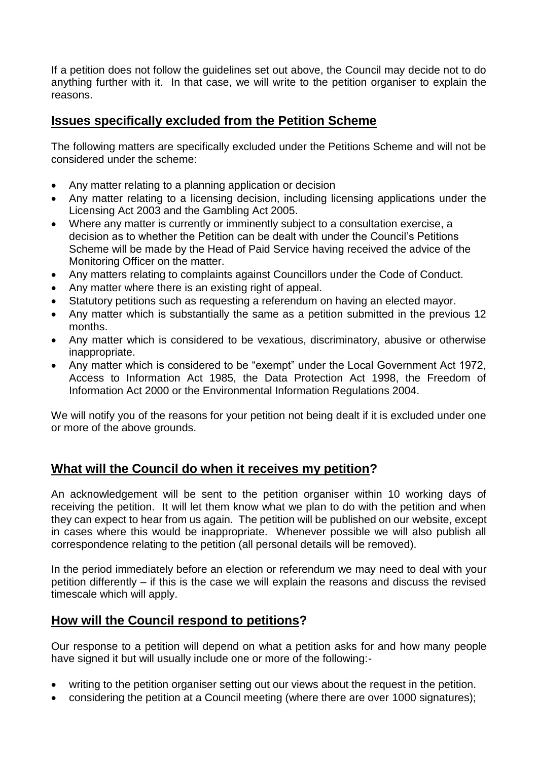If a petition does not follow the guidelines set out above, the Council may decide not to do anything further with it. In that case, we will write to the petition organiser to explain the reasons.

## Issues specifically excluded from the Petition Scheme

The following matters are specifically excluded under the Petitions Scheme and will not be considered under the scheme:

- Any matter relating to a planning application or decision
- Any matter relating to a licensing decision, including licensing applications under the Licensing Act 2003 and the Gambling Act 2005.
- Where any matter is currently or imminently subject to a consultation exercise, a decision as to whether the Petition can be dealt with under the Council's Petitions Scheme will be made by the Head of Paid Service having received the advice of the Monitoring Officer on the matter.
- Any matters relating to complaints against Councillors under the Code of Conduct.
- Any matter where there is an existing right of appeal.
- Statutory petitions such as requesting a referendum on having an elected mayor.
- Any matter which is substantially the same as a petition submitted in the previous 12 months.
- Any matter which is considered to be vexatious, discriminatory, abusive or otherwise inappropriate.
- Any matter which is considered to be "exempt" under the Local Government Act 1972, Access to Information Act 1985, the Data Protection Act 1998, the Freedom of Information Act 2000 or the Environmental Information Regulations 2004.

We will notify you of the reasons for your petition not being dealt if it is excluded under one or more of the above grounds.

## What will the Council do when it receives my petition?

An acknowledgement will be sent to the petition organiser within 10 working days of receiving the petition. It will let them know what we plan to do with the petition and when they can expect to hear from us again. The petition will be published on our website, except in cases where this would be inappropriate. Whenever possible we will also publish all correspondence relating to the petition (all personal details will be removed).

In the period immediately before an election or referendum we may need to deal with your petition differently – if this is the case we will explain the reasons and discuss the revised timescale which will apply.

## How will the Council respond to petitions?

Our response to a petition will depend on what a petition asks for and how many people have signed it but will usually include one or more of the following:-

- writing to the petition organiser setting out our views about the request in the petition.
- considering the petition at a Council meeting (where there are over 1000 signatures);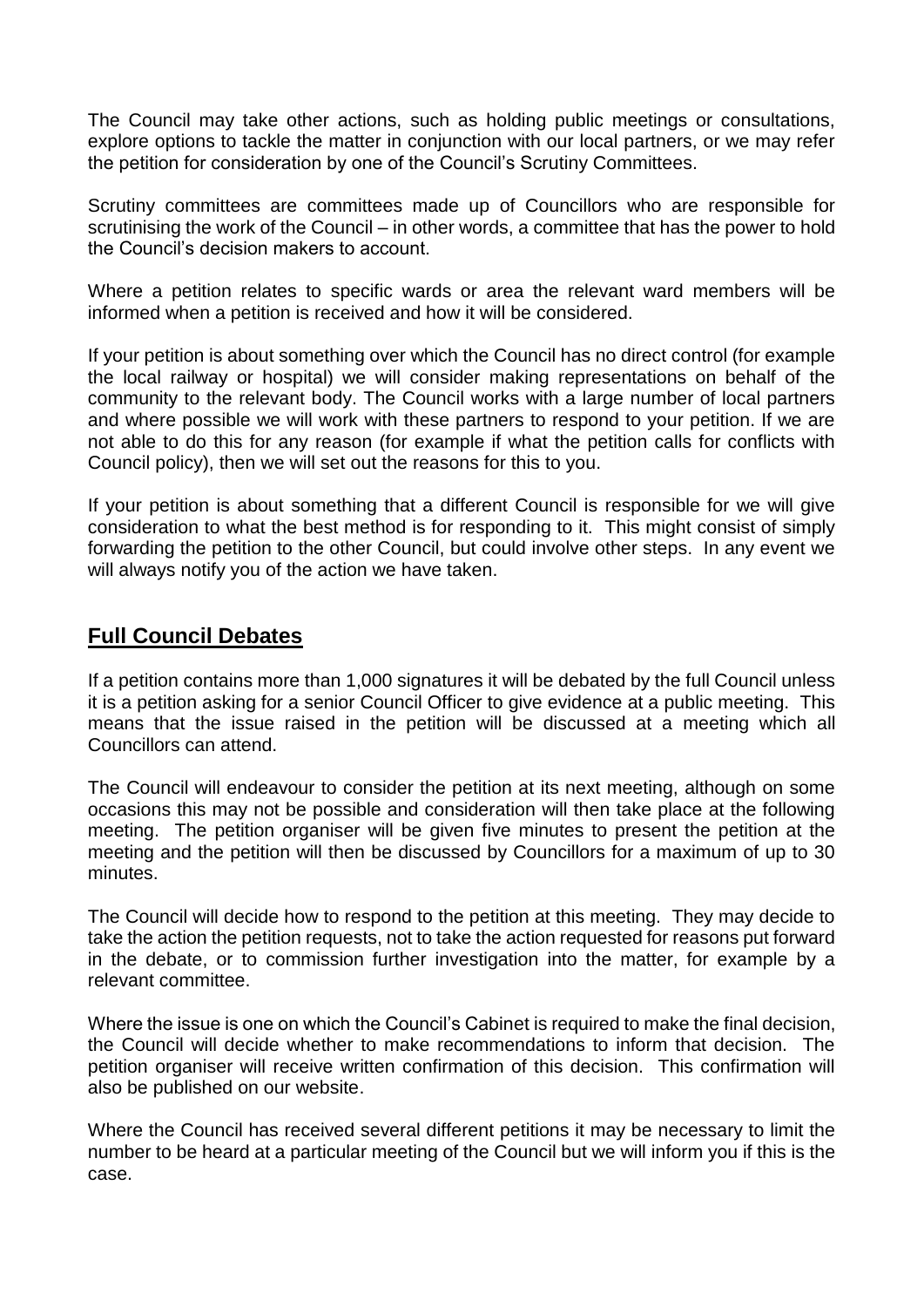The Council may take other actions, such as holding public meetings or consultations, explore options to tackle the matter in conjunction with our local partners, or we may refer the petition for consideration by one of the Council's Scrutiny Committees.

Scrutiny committees are committees made up of Councillors who are responsible for scrutinising the work of the Council – in other words, a committee that has the power to hold the Council's decision makers to account.

Where a petition relates to specific wards or area the relevant ward members will be informed when a petition is received and how it will be considered.

If your petition is about something over which the Council has no direct control (for example the local railway or hospital) we will consider making representations on behalf of the community to the relevant body. The Council works with a large number of local partners and where possible we will work with these partners to respond to your petition. If we are not able to do this for any reason (for example if what the petition calls for conflicts with Council policy), then we will set out the reasons for this to you.

If your petition is about something that a different Council is responsible for we will give consideration to what the best method is for responding to it. This might consist of simply forwarding the petition to the other Council, but could involve other steps. In any event we will always notify you of the action we have taken.

## Full Council Debates

If a petition contains more than 1,000 signatures it will be debated by the full Council unless it is a petition asking for a senior Council Officer to give evidence at a public meeting. This means that the issue raised in the petition will be discussed at a meeting which all Councillors can attend.

The Council will endeavour to consider the petition at its next meeting, although on some occasions this may not be possible and consideration will then take place at the following meeting. The petition organiser will be given five minutes to present the petition at the meeting and the petition will then be discussed by Councillors for a maximum of up to 30 minutes.

The Council will decide how to respond to the petition at this meeting. They may decide to take the action the petition requests, not to take the action requested for reasons put forward in the debate, or to commission further investigation into the matter, for example by a relevant committee.

Where the issue is one on which the Council's Cabinet is required to make the final decision, the Council will decide whether to make recommendations to inform that decision. The petition organiser will receive written confirmation of this decision. This confirmation will also be published on our website.

Where the Council has received several different petitions it may be necessary to limit the number to be heard at a particular meeting of the Council but we will inform you if this is the case.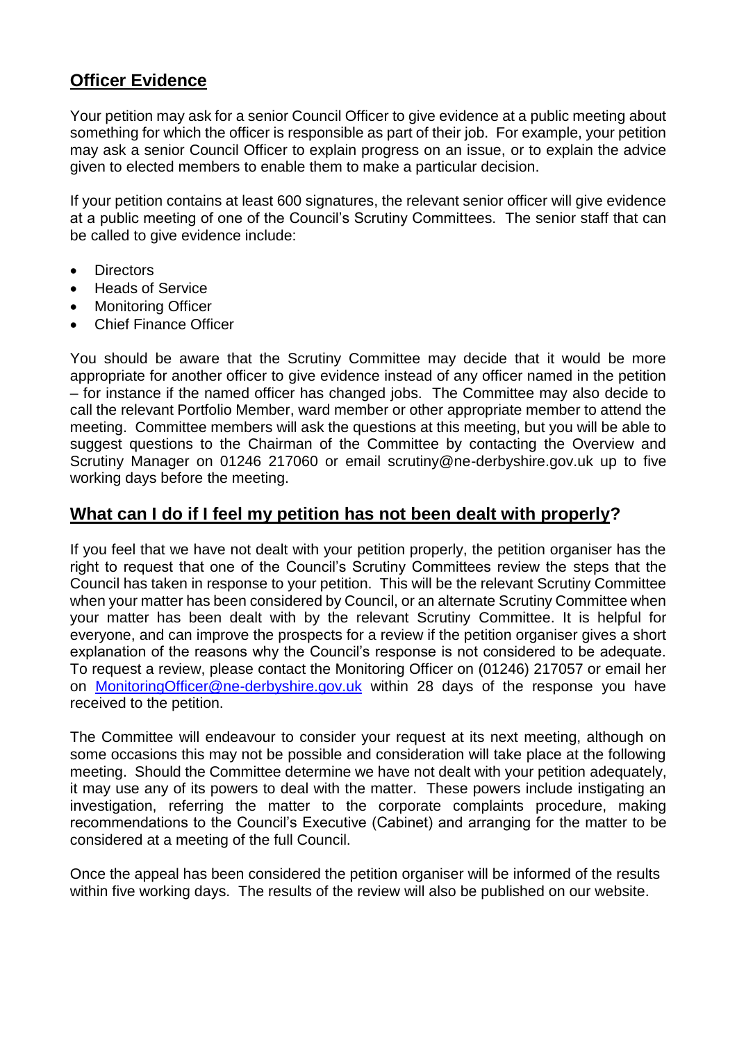## Officer Evidence

Your petition may ask for a senior Council Officer to give evidence at a public meeting about something for which the officer is responsible as part of their job. For example, your petition may ask a senior Council Officer to explain progress on an issue, or to explain the advice given to elected members to enable them to make a particular decision.

If your petition contains at least 600 signatures, the relevant senior officer will give evidence at a public meeting of one of the Council's Scrutiny Committees. The senior staff that can be called to give evidence include:

- Directors
- Heads of Service
- Monitoring Officer
- Chief Finance Officer

You should be aware that the Scrutiny Committee may decide that it would be more appropriate for another officer to give evidence instead of any officer named in the petition – for instance if the named officer has changed jobs. The Committee may also decide to call the relevant Portfolio Member, ward member or other appropriate member to attend the meeting. Committee members will ask the questions at this meeting, but you will be able to suggest questions to the Chairman of the Committee by contacting the Overview and Scrutiny Manager on 01246 217060 or email scrutiny@ne-derbyshire.gov.uk up to five working days before the meeting.

## What can I do if I feel my petition has not been dealt with properly?

If you feel that we have not dealt with your petition properly, the petition organiser has the right to request that one of the Council's Scrutiny Committees review the steps that the Council has taken in response to your petition. This will be the relevant Scrutiny Committee when your matter has been considered by Council, or an alternate Scrutiny Committee when your matter has been dealt with by the relevant Scrutiny Committee. It is helpful for everyone, and can improve the prospects for a review if the petition organiser gives a short explanation of the reasons why the Council's response is not considered to be adequate. To request a review, please contact the Monitoring Officer on (01246) 217057 or email her on MonitoringOfficer@ne-derbyshire.gov.uk within 28 days of the response you have received to the petition.

The Committee will endeavour to consider your request at its next meeting, although on some occasions this may not be possible and consideration will take place at the following meeting. Should the Committee determine we have not dealt with your petition adequately, it may use any of its powers to deal with the matter. These powers include instigating an investigation, referring the matter to the corporate complaints procedure, making recommendations to the Council's Executive (Cabinet) and arranging for the matter to be considered at a meeting of the full Council.

Once the appeal has been considered the petition organiser will be informed of the results within five working days. The results of the review will also be published on our website.